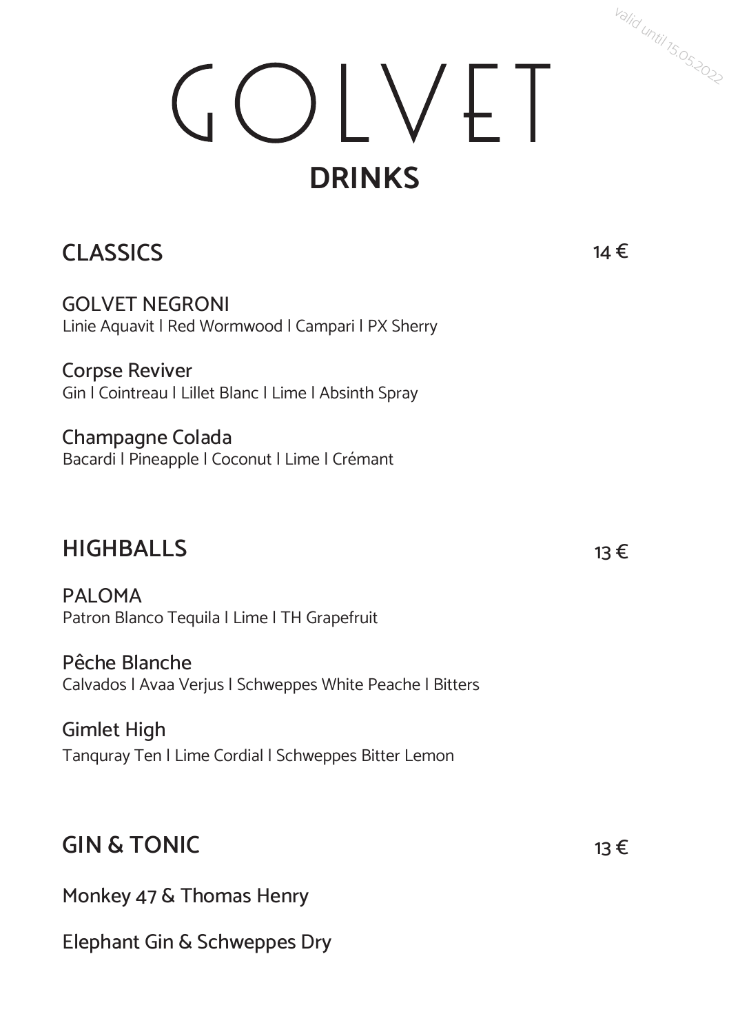valid until 15.05.2022

# GOLVET

## DRINKS

## CLASSICS 14 €

GOLVET NEGRONI
Linie Aquavit | Red Wormwood | Campari | PX Sherry

Corpse Reviver
Gin | Cointreau | Lillet Blanc | Lime | Absinth Spray

Champagne Colada
Bacardi | Pineapple | Coconut | Lime | Crémant

## HIGHBALLS 13 €

PALOMA
Patron Blanco Tequila | Lime | TH Grapefruit

Pêche Blanche
Calvados | Avaa Verjus | Schweppes White Peache | Bitters

Gimlet High
Tanquray Ten | Lime Cordial | Schweppes Bitter Lemon

## GIN & TONIC 13 €

Monkey 47 & Thomas Henry

Elephant Gin & Schweppes Dry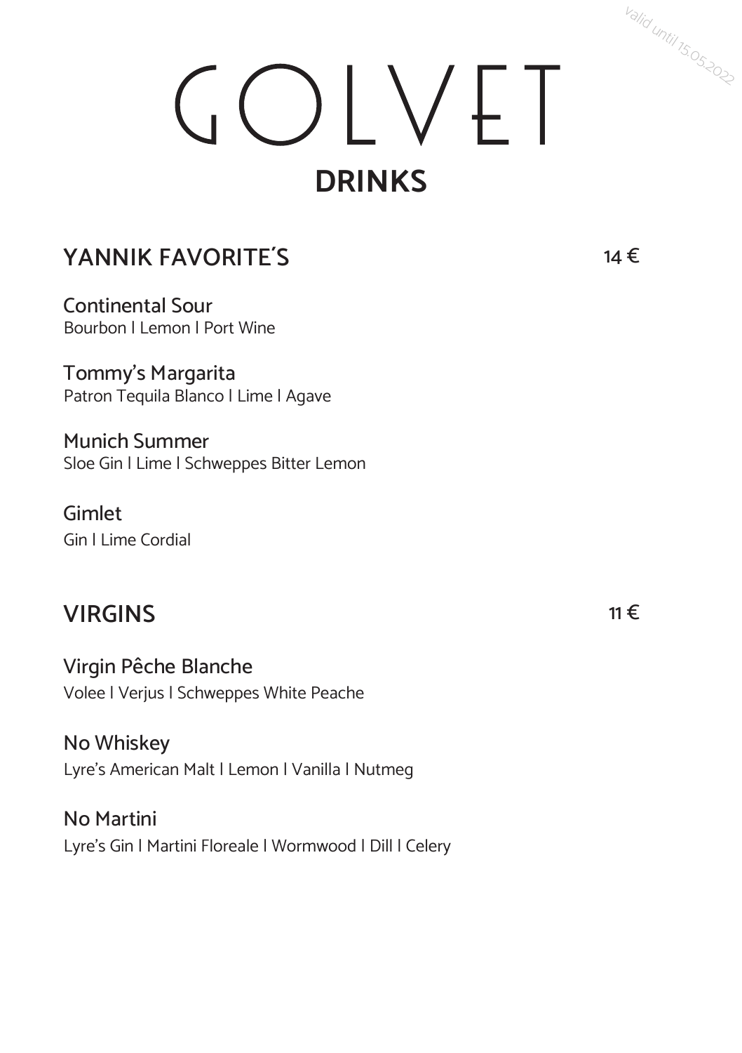valid until 15.05.2022

# GOLVET

## DRINKS

### YANNIK FAVORITE´S 14 €

**Continental Sour**
Bourbon I Lemon I Port Wine

**Tommy's Margarita**
Patron Tequila Blanco I Lime I Agave

**Munich Summer**
Sloe Gin I Lime I Schweppes Bitter Lemon

**Gimlet**
Gin I Lime Cordial

### VIRGINS 11 €

**Virgin Pêche Blanche**
Volee I Verjus I Schweppes White Peache

**No Whiskey**
Lyre's American Malt I Lemon I Vanilla I Nutmeg

**No Martini**
Lyre's Gin I Martini Floreale I Wormwood I Dill I Celery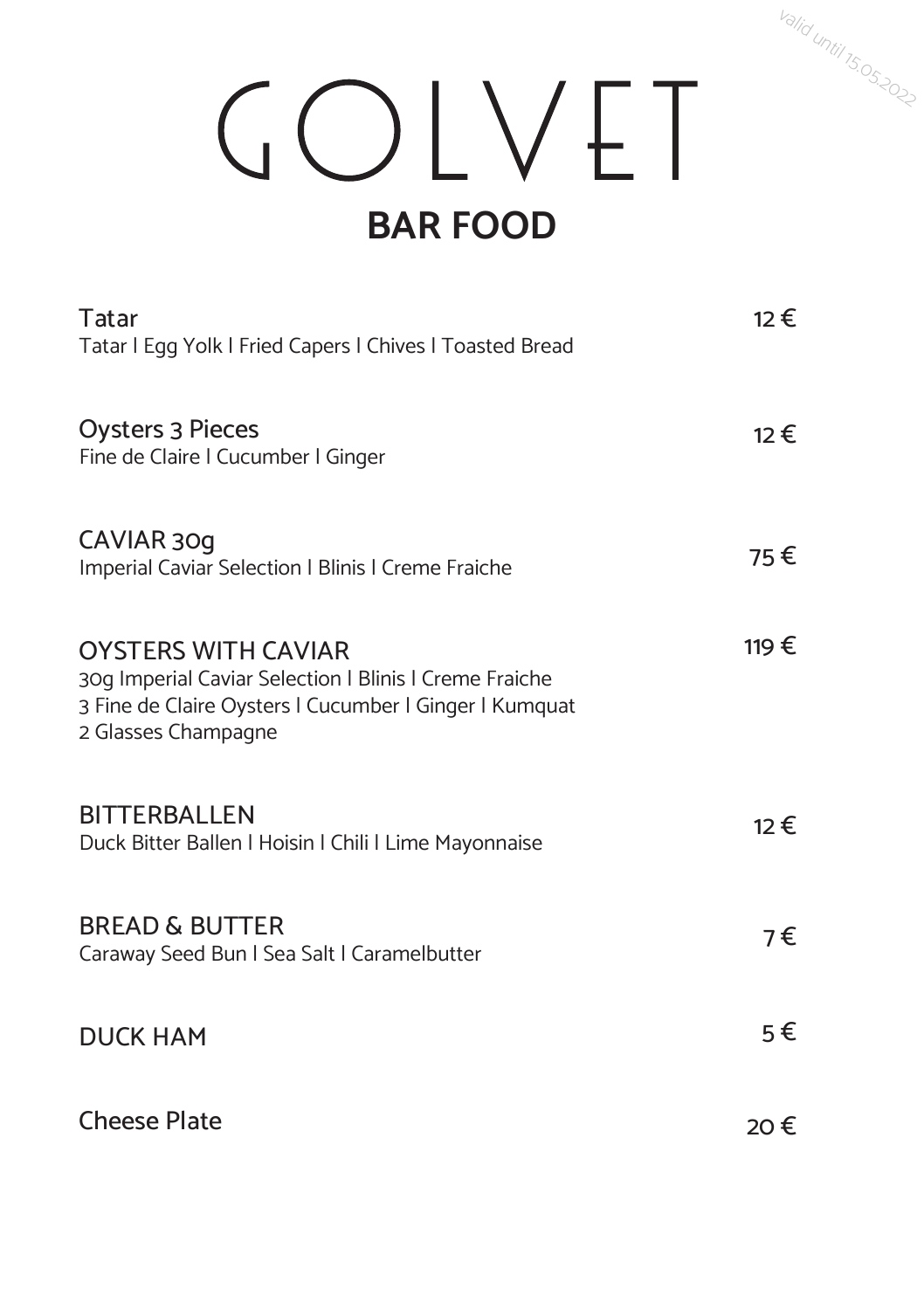valid until 15.05.2022

# GOLVET

## BAR FOOD

**Tatar** — 12 €
Tatar | Egg Yolk | Fried Capers | Chives | Toasted Bread

**Oysters 3 Pieces** — 12 €
Fine de Claire | Cucumber | Ginger

**CAVIAR 30g** — 75 €
Imperial Caviar Selection | Blinis | Creme Fraiche

**OYSTERS WITH CAVIAR** — 119 €
30g Imperial Caviar Selection | Blinis | Creme Fraiche
3 Fine de Claire Oysters | Cucumber | Ginger | Kumquat
2 Glasses Champagne

**BITTERBALLEN** — 12 €
Duck Bitter Ballen | Hoisin | Chili | Lime Mayonnaise

**BREAD & BUTTER** — 7 €
Caraway Seed Bun | Sea Salt | Caramelbutter

**DUCK HAM** — 5 €

**Cheese Plate** — 20 €